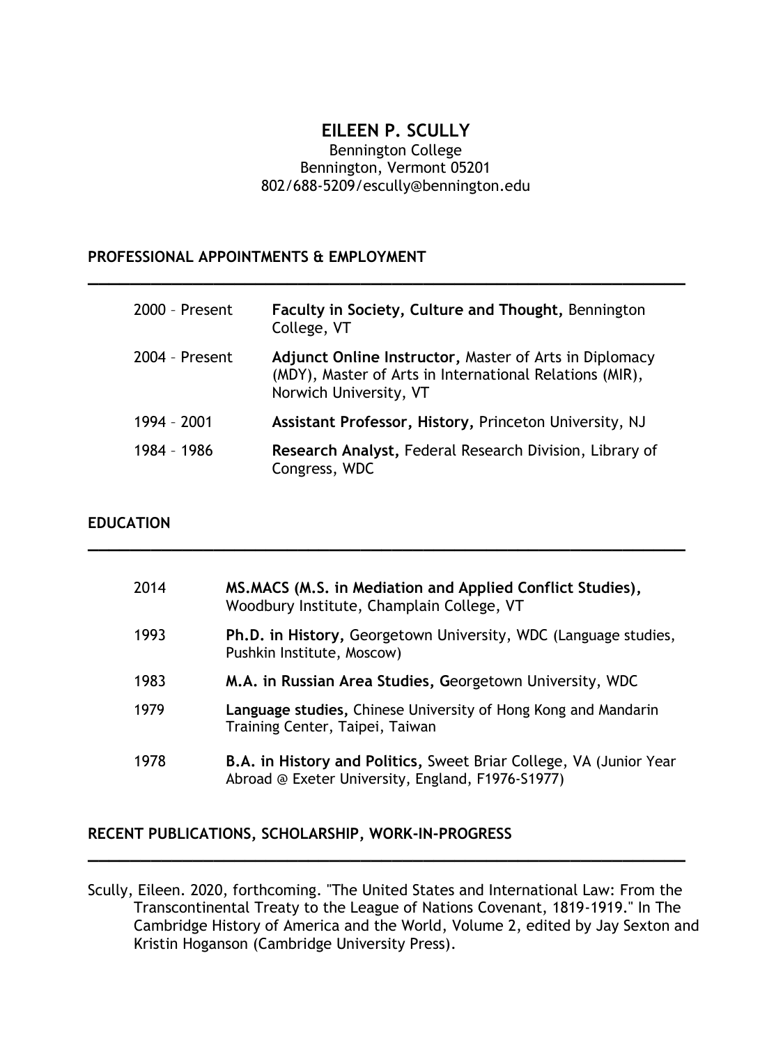# EILEEN P. SCULLY

Bennington College
Bennington, Vermont 05201
802/688-5209/escully@bennington.edu

## PROFESSIONAL APPOINTMENTS & EMPLOYMENT

| | |
|---|---|
| 2000 – Present | **Faculty in Society, Culture and Thought,** Bennington College, VT |
| 2004 – Present | **Adjunct Online Instructor,** Master of Arts in Diplomacy (MDY), Master of Arts in International Relations (MIR), Norwich University, VT |
| 1994 – 2001 | **Assistant Professor, History,** Princeton University, NJ |
| 1984 – 1986 | **Research Analyst,** Federal Research Division, Library of Congress, WDC |

## EDUCATION

| | |
|---|---|
| 2014 | **MS.MACS (M.S. in Mediation and Applied Conflict Studies),** Woodbury Institute, Champlain College, VT |
| 1993 | **Ph.D. in History,** Georgetown University, WDC (Language studies, Pushkin Institute, Moscow) |
| 1983 | **M.A. in Russian Area Studies, G**eorgetown University, WDC |
| 1979 | **Language studies,** Chinese University of Hong Kong and Mandarin Training Center, Taipei, Taiwan |
| 1978 | **B.A. in History and Politics,** Sweet Briar College, VA (Junior Year Abroad @ Exeter University, England, F1976-S1977) |

## RECENT PUBLICATIONS, SCHOLARSHIP, WORK-IN-PROGRESS

Scully, Eileen. 2020, forthcoming. "The United States and International Law: From the Transcontinental Treaty to the League of Nations Covenant, 1819-1919." In The Cambridge History of America and the World, Volume 2, edited by Jay Sexton and Kristin Hoganson (Cambridge University Press).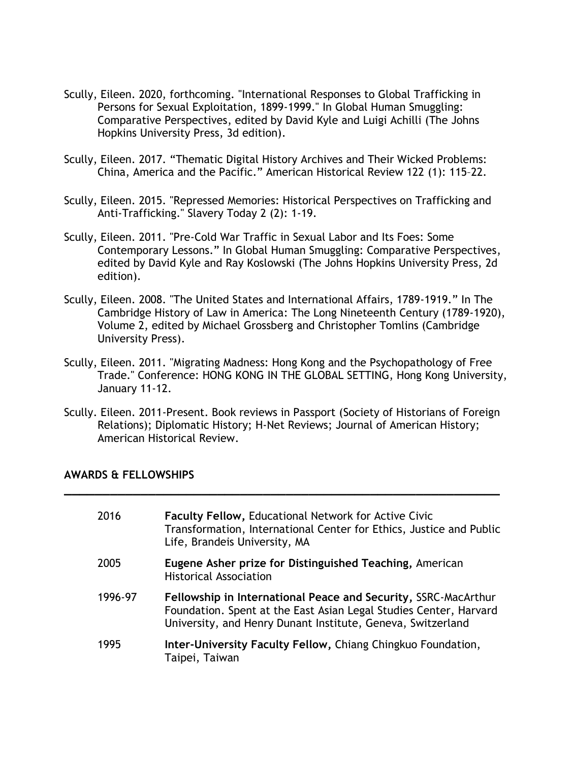Scully, Eileen. 2020, forthcoming. "International Responses to Global Trafficking in Persons for Sexual Exploitation, 1899-1999." In Global Human Smuggling: Comparative Perspectives, edited by David Kyle and Luigi Achilli (The Johns Hopkins University Press, 3d edition).

Scully, Eileen. 2017. "Thematic Digital History Archives and Their Wicked Problems: China, America and the Pacific." American Historical Review 122 (1): 115–22.

Scully, Eileen. 2015. "Repressed Memories: Historical Perspectives on Trafficking and Anti-Trafficking." Slavery Today 2 (2): 1-19.

Scully, Eileen. 2011. "Pre-Cold War Traffic in Sexual Labor and Its Foes: Some Contemporary Lessons." In Global Human Smuggling: Comparative Perspectives, edited by David Kyle and Ray Koslowski (The Johns Hopkins University Press, 2d edition).

Scully, Eileen. 2008. "The United States and International Affairs, 1789-1919." In The Cambridge History of Law in America: The Long Nineteenth Century (1789-1920), Volume 2, edited by Michael Grossberg and Christopher Tomlins (Cambridge University Press).

Scully, Eileen. 2011. "Migrating Madness: Hong Kong and the Psychopathology of Free Trade." Conference: HONG KONG IN THE GLOBAL SETTING, Hong Kong University, January 11-12.

Scully. Eileen. 2011-Present. Book reviews in Passport (Society of Historians of Foreign Relations); Diplomatic History; H-Net Reviews; Journal of American History; American Historical Review.

## AWARDS & FELLOWSHIPS

| | |
|---|---|
| 2016 | **Faculty Fellow,** Educational Network for Active Civic Transformation, International Center for Ethics, Justice and Public Life, Brandeis University, MA |
| 2005 | **Eugene Asher prize for Distinguished Teaching,** American Historical Association |
| 1996-97 | **Fellowship in International Peace and Security,** SSRC-MacArthur Foundation. Spent at the East Asian Legal Studies Center, Harvard University, and Henry Dunant Institute, Geneva, Switzerland |
| 1995 | **Inter-University Faculty Fellow,** Chiang Chingkuo Foundation, Taipei, Taiwan |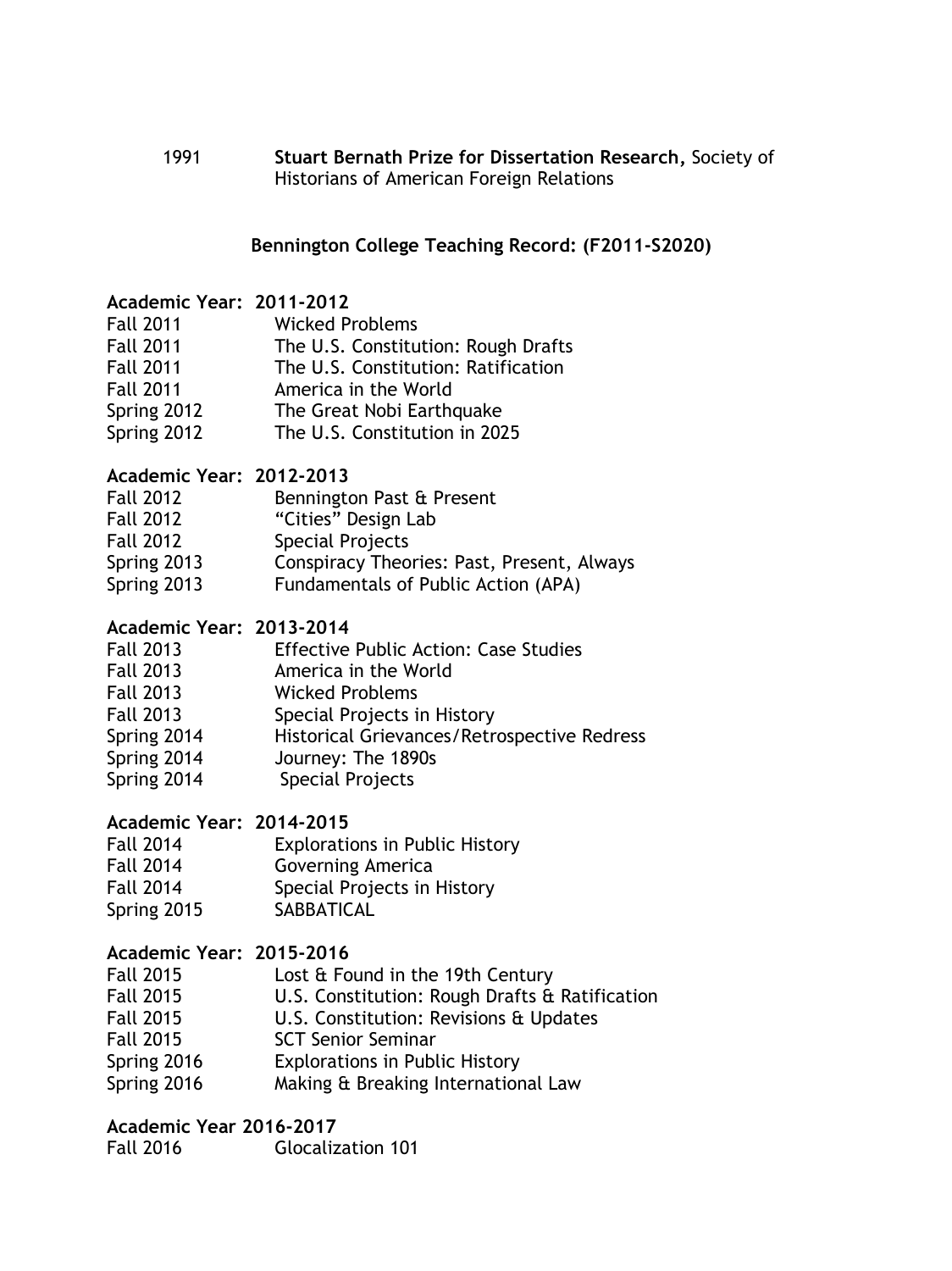1991 **Stuart Bernath Prize for Dissertation Research,** Society of Historians of American Foreign Relations

## Bennington College Teaching Record: (F2011-S2020)

**Academic Year: 2011-2012**

| | |
|---|---|
| Fall 2011 | Wicked Problems |
| Fall 2011 | The U.S. Constitution: Rough Drafts |
| Fall 2011 | The U.S. Constitution: Ratification |
| Fall 2011 | America in the World |
| Spring 2012 | The Great Nobi Earthquake |
| Spring 2012 | The U.S. Constitution in 2025 |

**Academic Year: 2012-2013**

| | |
|---|---|
| Fall 2012 | Bennington Past & Present |
| Fall 2012 | "Cities" Design Lab |
| Fall 2012 | Special Projects |
| Spring 2013 | Conspiracy Theories: Past, Present, Always |
| Spring 2013 | Fundamentals of Public Action (APA) |

**Academic Year: 2013-2014**

| | |
|---|---|
| Fall 2013 | Effective Public Action: Case Studies |
| Fall 2013 | America in the World |
| Fall 2013 | Wicked Problems |
| Fall 2013 | Special Projects in History |
| Spring 2014 | Historical Grievances/Retrospective Redress |
| Spring 2014 | Journey: The 1890s |
| Spring 2014 | Special Projects |

**Academic Year: 2014-2015**

| | |
|---|---|
| Fall 2014 | Explorations in Public History |
| Fall 2014 | Governing America |
| Fall 2014 | Special Projects in History |
| Spring 2015 | SABBATICAL |

**Academic Year: 2015-2016**

| | |
|---|---|
| Fall 2015 | Lost & Found in the 19th Century |
| Fall 2015 | U.S. Constitution: Rough Drafts & Ratification |
| Fall 2015 | U.S. Constitution: Revisions & Updates |
| Fall 2015 | SCT Senior Seminar |
| Spring 2016 | Explorations in Public History |
| Spring 2016 | Making & Breaking International Law |

**Academic Year 2016-2017**

| | |
|---|---|
| Fall 2016 | Glocalization 101 |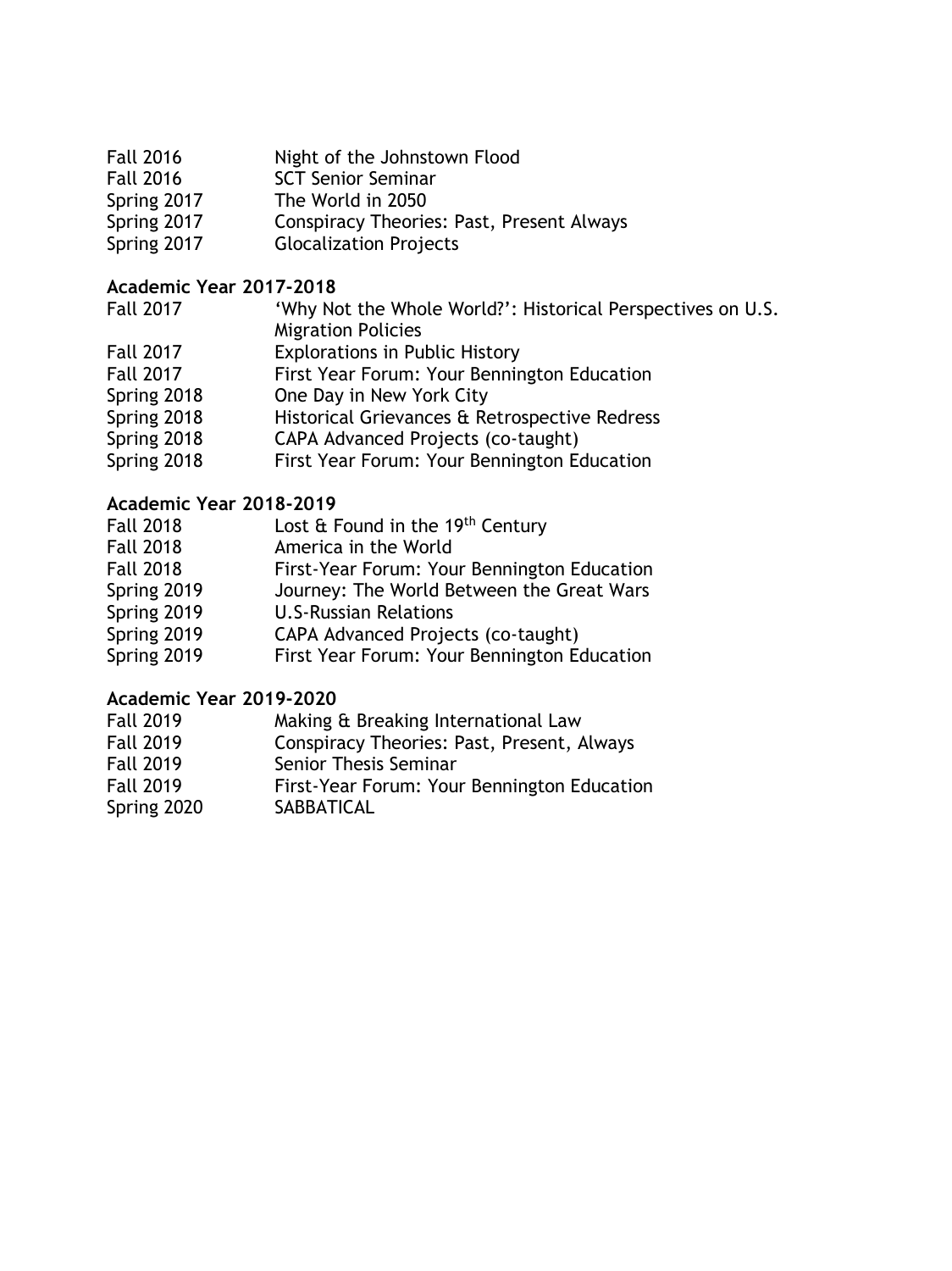| | |
|---|---|
| Fall 2016 | Night of the Johnstown Flood |
| Fall 2016 | SCT Senior Seminar |
| Spring 2017 | The World in 2050 |
| Spring 2017 | Conspiracy Theories: Past, Present Always |
| Spring 2017 | Glocalization Projects |

**Academic Year 2017-2018**

| | |
|---|---|
| Fall 2017 | 'Why Not the Whole World?': Historical Perspectives on U.S. Migration Policies |
| Fall 2017 | Explorations in Public History |
| Fall 2017 | First Year Forum: Your Bennington Education |
| Spring 2018 | One Day in New York City |
| Spring 2018 | Historical Grievances & Retrospective Redress |
| Spring 2018 | CAPA Advanced Projects (co-taught) |
| Spring 2018 | First Year Forum: Your Bennington Education |

**Academic Year 2018-2019**

| | |
|---|---|
| Fall 2018 | Lost & Found in the 19th Century |
| Fall 2018 | America in the World |
| Fall 2018 | First-Year Forum: Your Bennington Education |
| Spring 2019 | Journey: The World Between the Great Wars |
| Spring 2019 | U.S-Russian Relations |
| Spring 2019 | CAPA Advanced Projects (co-taught) |
| Spring 2019 | First Year Forum: Your Bennington Education |

**Academic Year 2019-2020**

| | |
|---|---|
| Fall 2019 | Making & Breaking International Law |
| Fall 2019 | Conspiracy Theories: Past, Present, Always |
| Fall 2019 | Senior Thesis Seminar |
| Fall 2019 | First-Year Forum: Your Bennington Education |
| Spring 2020 | SABBATICAL |